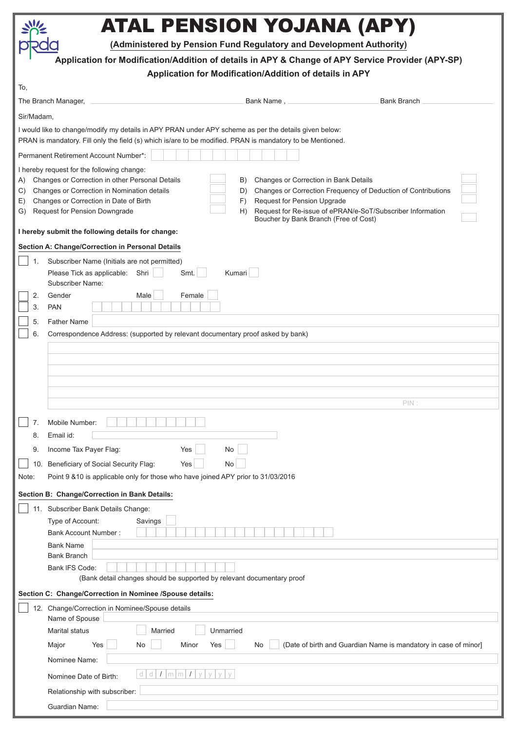# ATAL PENSION YOJANA (APY)

**(Administered by Pension Fund Regulatory and Development Authority)**

**Application for Modification/Addition of details in APY & Change of APY Service Provider (APY-SP)**

**Application for Modification/Addition of details in APY**

To,

The Branch Manager, ______________________ Bank Name , ______________________ Bank Branch ______________________

Sir/Madam,

I would like to change/modify my details in APY PRAN under APY scheme as per the details given below:
PRAN is mandatory. Fill only the field (s) which is/are to be modified. PRAN is mandatory to be Mentioned.

Permanent Retirement Account Number*: ☐☐☐☐☐☐☐☐☐☐☐☐

I hereby request for the following change:

A) Changes or Correction in other Personal Details ☐
B) Changes or Correction in Bank Details ☐
C) Changes or Correction in Nomination details ☐
D) Changes or Correction Frequency of Deduction of Contributions ☐
E) Changes or Correction in Date of Birth ☐
F) Request for Pension Upgrade ☐
G) Request for Pension Downgrade ☐
H) Request for Re-issue of ePRAN/e-SoT/Subscriber Information Boucher by Bank Branch (Free of Cost) ☐

**I hereby submit the following details for change:**

**Section A: Change/Correction in Personal Details**

☐ 1. Subscriber Name (Initials are not permitted)
Please Tick as applicable: Shri ☐ Smt. ☐ Kumari ☐
Subscriber Name:

☐ 2. Gender Male ☐ Female ☐

☐ 3. PAN ☐☐☐☐☐☐☐☐☐☐

☐ 5. Father Name ______________________

☐ 6. Correspondence Address: (supported by relevant documentary proof asked by bank)

______________________

______________________

______________________

______________________

______________________

______________________ PIN :

☐ 7. Mobile Number: ☐☐☐☐☐☐☐☐☐☐

8. Email id: ______________________

9. Income Tax Payer Flag: Yes ☐ No ☐

☐ 10. Beneficiary of Social Security Flag: Yes ☐ No ☐

Note: Point 9 &10 is applicable only for those who have joined APY prior to 31/03/2016

**Section B: Change/Correction in Bank Details:**

☐ 11. Subscriber Bank Details Change:
Type of Account: Savings ☐
Bank Account Number : ☐☐☐☐☐☐☐☐☐☐☐☐☐☐☐☐☐☐☐☐
Bank Name ______________________
Bank Branch ______________________
Bank IFS Code: ☐☐☐☐☐☐☐☐☐☐☐☐☐
(Bank detail changes should be supported by relevant documentary proof

**Section C: Change/Correction in Nominee /Spouse details:**

☐ 12. Change/Correction in Nominee/Spouse details
Name of Spouse ______________________
Marital status ☐ Married ☐ Unmarried
Major Yes ☐ No ☐ Minor Yes ☐ No ☐ (Date of birth and Guardian Name is mandatory in case of minor]
Nominee Name: ______________________
Nominee Date of Birth: d d / m m / y y y y
Relationship with subscriber: ______________________
Guardian Name: ______________________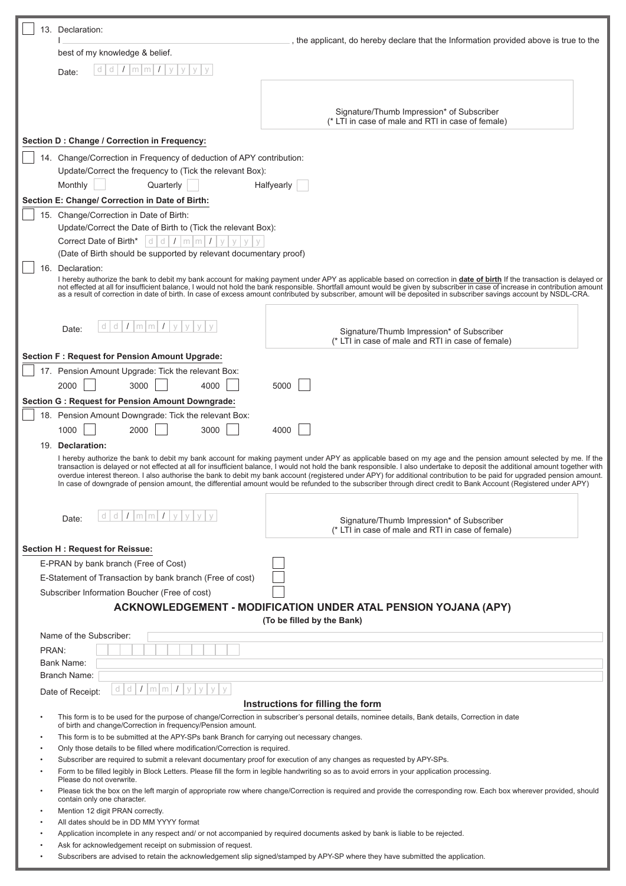☐ 13. Declaration:

I ______________________________________, the applicant, do hereby declare that the Information provided above is true to the best of my knowledge & belief.

Date: d d / m m / y y y y

Signature/Thumb Impression* of Subscriber
(* LTI in case of male and RTI in case of female)

**Section D : Change / Correction in Frequency:**

☐ 14. Change/Correction in Frequency of deduction of APY contribution:

Update/Correct the frequency to (Tick the relevant Box):

Monthly ☐ Quarterly ☐ Halfyearly ☐

**Section E: Change/ Correction in Date of Birth:**

☐ 15. Change/Correction in Date of Birth:

Update/Correct the Date of Birth to (Tick the relevant Box):

Correct Date of Birth* d d / m m / y y y y

(Date of Birth should be supported by relevant documentary proof)

☐ 16. Declaration:

I hereby authorize the bank to debit my bank account for making payment under APY as applicable based on correction in **date of birth** If the transaction is delayed or not effected at all for insufficient balance, I would not hold the bank responsible. Shortfall amount would be given by subscriber in case of increase in contribution amount as a result of correction in date of birth. In case of excess amount contributed by subscriber, amount will be deposited in subscriber savings account by NSDL-CRA.

Date: d d / m m / y y y y

Signature/Thumb Impression* of Subscriber
(* LTI in case of male and RTI in case of female)

**Section F : Request for Pension Amount Upgrade:**

☐ 17. Pension Amount Upgrade: Tick the relevant Box:

2000 ☐ 3000 ☐ 4000 ☐ 5000 ☐

**Section G : Request for Pension Amount Downgrade:**

☐ 18. Pension Amount Downgrade: Tick the relevant Box:

1000 ☐ 2000 ☐ 3000 ☐ 4000 ☐

19. **Declaration:**

I hereby authorize the bank to debit my bank account for making payment under APY as applicable based on my age and the pension amount selected by me. If the transaction is delayed or not effected at all for insufficient balance, I would not hold the bank responsible. I also undertake to deposit the additional amount together with overdue interest thereon. I also authorise the bank to debit my bank account (registered under APY) for additional contribution to be paid for upgraded pension amount. In case of downgrade of pension amount, the differential amount would be refunded to the subscriber through direct credit to Bank Account (Registered under APY)

Date: d d / m m / y y y y

Signature/Thumb Impression* of Subscriber
(* LTI in case of male and RTI in case of female)

**Section H : Request for Reissue:**

E-PRAN by bank branch (Free of Cost) ☐

E-Statement of Transaction by bank branch (Free of cost) ☐

Subscriber Information Boucher (Free of cost) ☐

## ACKNOWLEDGEMENT - MODIFICATION UNDER ATAL PENSION YOJANA (APY)

**(To be filled by the Bank)**

Name of the Subscriber:

PRAN:

Bank Name:

Branch Name:

Date of Receipt: d d / m m / y y y y

### Instructions for filling the form

- This form is to be used for the purpose of change/Correction in subscriber's personal details, nominee details, Bank details, Correction in date of birth and change/Correction in frequency/Pension amount.
- This form is to be submitted at the APY-SPs bank Branch for carrying out necessary changes.
- Only those details to be filled where modification/Correction is required.
- Subscriber are required to submit a relevant documentary proof for execution of any changes as requested by APY-SPs.
- Form to be filled legibly in Block Letters. Please fill the form in legible handwriting so as to avoid errors in your application processing. Please do not overwrite.
- Please tick the box on the left margin of appropriate row where change/Correction is required and provide the corresponding row. Each box wherever provided, should contain only one character.
- Mention 12 digit PRAN correctly.
- All dates should be in DD MM YYYY format
- Application incomplete in any respect and/ or not accompanied by required documents asked by bank is liable to be rejected.
- Ask for acknowledgement receipt on submission of request.
- Subscribers are advised to retain the acknowledgement slip signed/stamped by APY-SP where they have submitted the application.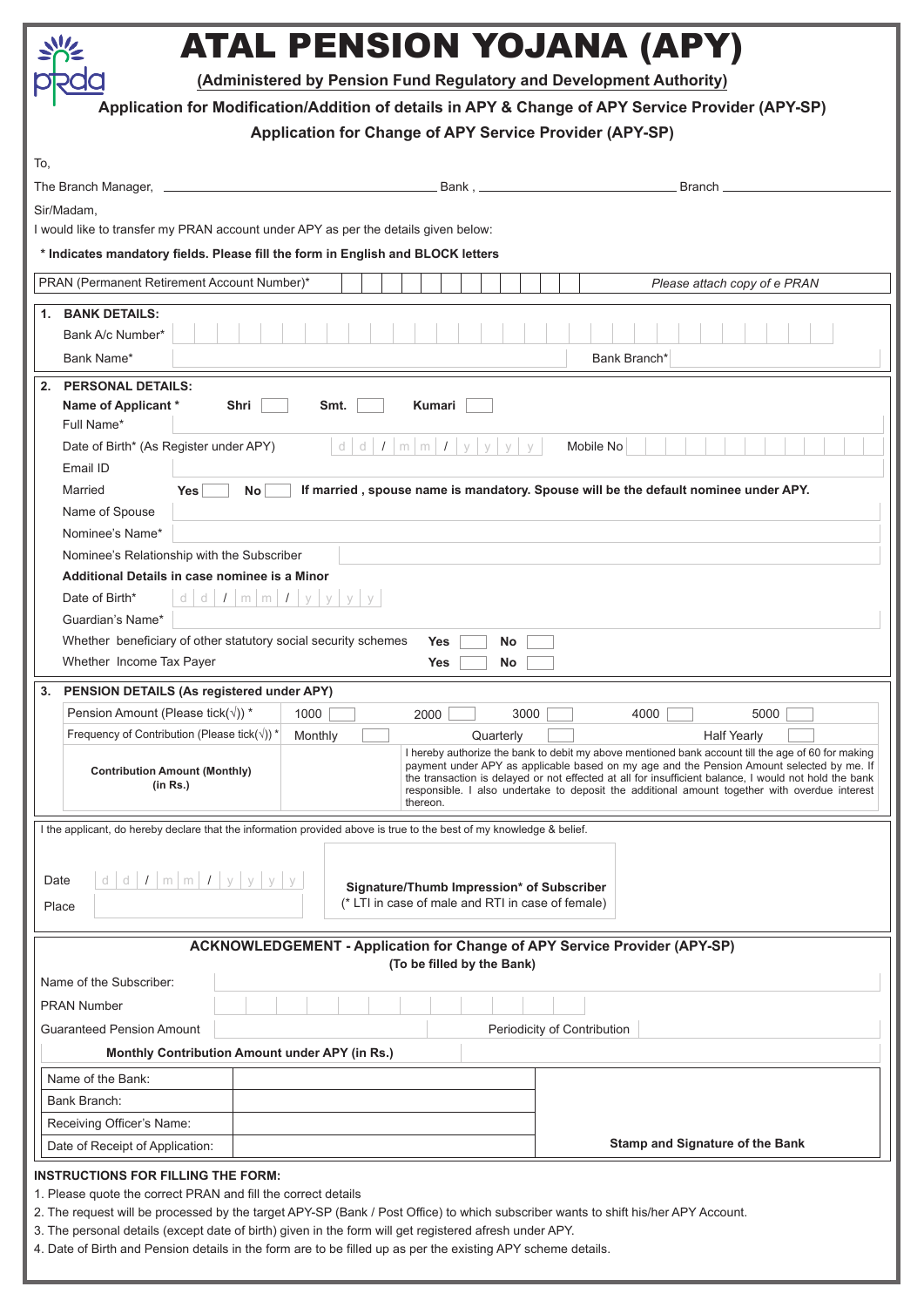# ATAL PENSION YOJANA (APY)

**(Administered by Pension Fund Regulatory and Development Authority)**

**Application for Modification/Addition of details in APY & Change of APY Service Provider (APY-SP)**

**Application for Change of APY Service Provider (APY-SP)**

To,

The Branch Manager, ____________________ Bank , ____________________ Branch ____________________

Sir/Madam,

I would like to transfer my PRAN account under APY as per the details given below:

**\* Indicates mandatory fields. Please fill the form in English and BLOCK letters**

| | | |
|---|---|---|
| PRAN (Permanent Retirement Account Number)* | | *Please attach copy of e PRAN* |

**1. BANK DETAILS:**

Bank A/c Number*

Bank Name* ____________________ Bank Branch* ____________________

**2. PERSONAL DETAILS:**

**Name of Applicant \*** **Shri** ☐ **Smt.** ☐ **Kumari** ☐

Full Name*

Date of Birth* (As Register under APY) d d / m m / y y y y Mobile No

Email ID

Married **Yes** ☐ **No** ☐ **If married , spouse name is mandatory. Spouse will be the default nominee under APY.**

Name of Spouse

Nominee's Name*

Nominee's Relationship with the Subscriber

**Additional Details in case nominee is a Minor**

Date of Birth* d d / m m / y y y y

Guardian's Name*

Whether beneficiary of other statutory social security schemes **Yes** ☐ **No** ☐

Whether Income Tax Payer **Yes** ☐ **No** ☐

**3. PENSION DETAILS (As registered under APY)**

| | | |
|---|---|---|
| Pension Amount (Please tick(√)) * | 1000 ☐ 2000 ☐ 3000 ☐ 4000 ☐ 5000 ☐ | |
| Frequency of Contribution (Please tick(√)) * | Monthly ☐ Quarterly ☐ Half Yearly ☐ | |
| **Contribution Amount (Monthly) (in Rs.)** | | I hereby authorize the bank to debit my above mentioned bank account till the age of 60 for making payment under APY as applicable based on my age and the Pension Amount selected by me. If the transaction is delayed or not effected at all for insufficient balance, I would not hold the bank responsible. I also undertake to deposit the additional amount together with overdue interest thereon. |

I the applicant, do hereby declare that the information provided above is true to the best of my knowledge & belief.

Date d d / m m / y y y y

Place

**Signature/Thumb Impression\* of Subscriber**
(* LTI in case of male and RTI in case of female)

## ACKNOWLEDGEMENT - Application for Change of APY Service Provider (APY-SP)

**(To be filled by the Bank)**

Name of the Subscriber:

PRAN Number

Guaranteed Pension Amount ____________ Periodicity of Contribution ____________

**Monthly Contribution Amount under APY (in Rs.)**

| | | |
|---|---|---|
| Name of the Bank: | | |
| Bank Branch: | | |
| Receiving Officer's Name: | | |
| Date of Receipt of Application: | | **Stamp and Signature of the Bank** |

**INSTRUCTIONS FOR FILLING THE FORM:**

1. Please quote the correct PRAN and fill the correct details
2. The request will be processed by the target APY-SP (Bank / Post Office) to which subscriber wants to shift his/her APY Account.
3. The personal details (except date of birth) given in the form will get registered afresh under APY.
4. Date of Birth and Pension details in the form are to be filled up as per the existing APY scheme details.